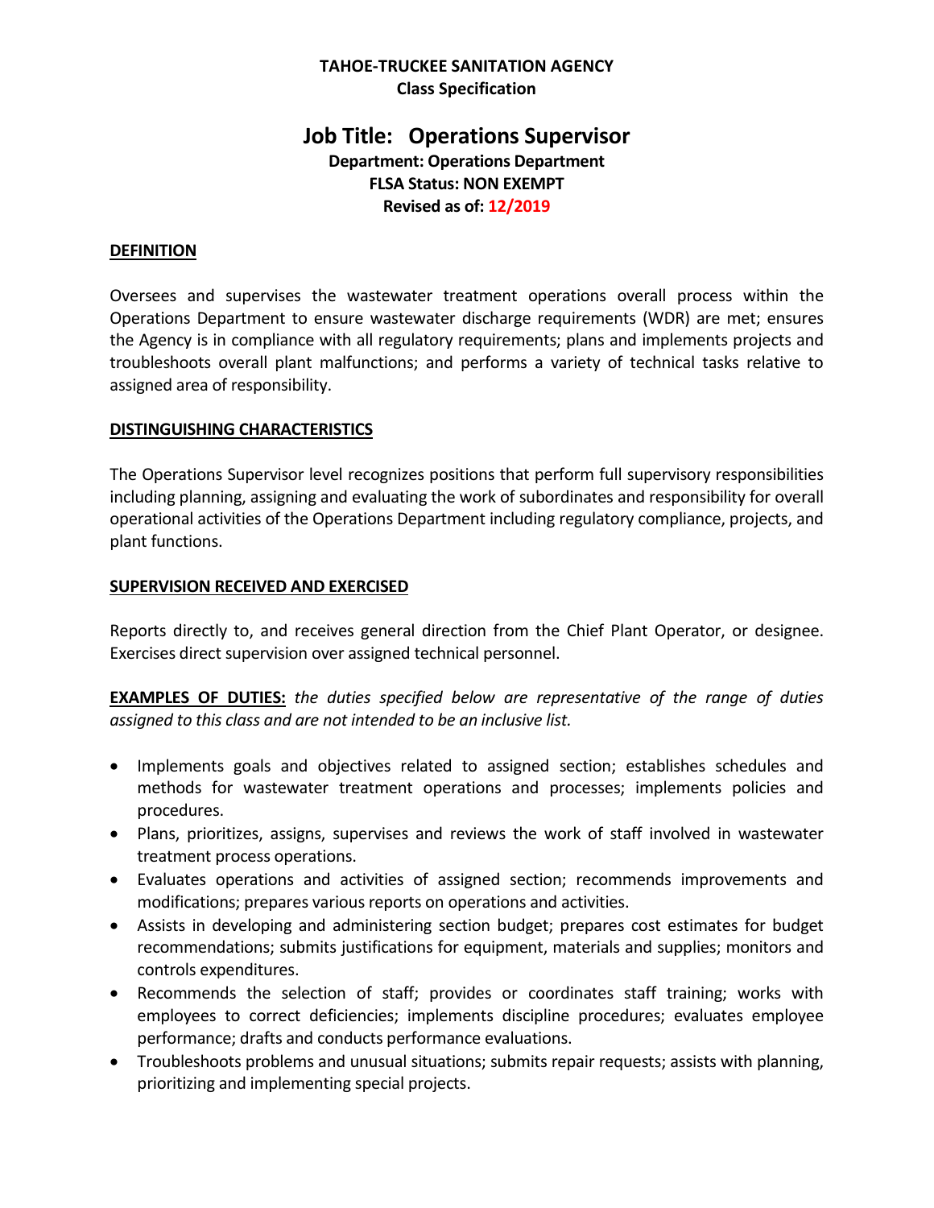**TAHOE-TRUCKEE SANITATION AGENCY**
**Class Specification**

# Job Title: Operations Supervisor

**Department: Operations Department**
**FLSA Status: NON EXEMPT**
**Revised as of: 12/2019**

## DEFINITION

Oversees and supervises the wastewater treatment operations overall process within the Operations Department to ensure wastewater discharge requirements (WDR) are met; ensures the Agency is in compliance with all regulatory requirements; plans and implements projects and troubleshoots overall plant malfunctions; and performs a variety of technical tasks relative to assigned area of responsibility.

## DISTINGUISHING CHARACTERISTICS

The Operations Supervisor level recognizes positions that perform full supervisory responsibilities including planning, assigning and evaluating the work of subordinates and responsibility for overall operational activities of the Operations Department including regulatory compliance, projects, and plant functions.

## SUPERVISION RECEIVED AND EXERCISED

Reports directly to, and receives general direction from the Chief Plant Operator, or designee. Exercises direct supervision over assigned technical personnel.

**EXAMPLES OF DUTIES:** *the duties specified below are representative of the range of duties assigned to this class and are not intended to be an inclusive list.*

- Implements goals and objectives related to assigned section; establishes schedules and methods for wastewater treatment operations and processes; implements policies and procedures.
- Plans, prioritizes, assigns, supervises and reviews the work of staff involved in wastewater treatment process operations.
- Evaluates operations and activities of assigned section; recommends improvements and modifications; prepares various reports on operations and activities.
- Assists in developing and administering section budget; prepares cost estimates for budget recommendations; submits justifications for equipment, materials and supplies; monitors and controls expenditures.
- Recommends the selection of staff; provides or coordinates staff training; works with employees to correct deficiencies; implements discipline procedures; evaluates employee performance; drafts and conducts performance evaluations.
- Troubleshoots problems and unusual situations; submits repair requests; assists with planning, prioritizing and implementing special projects.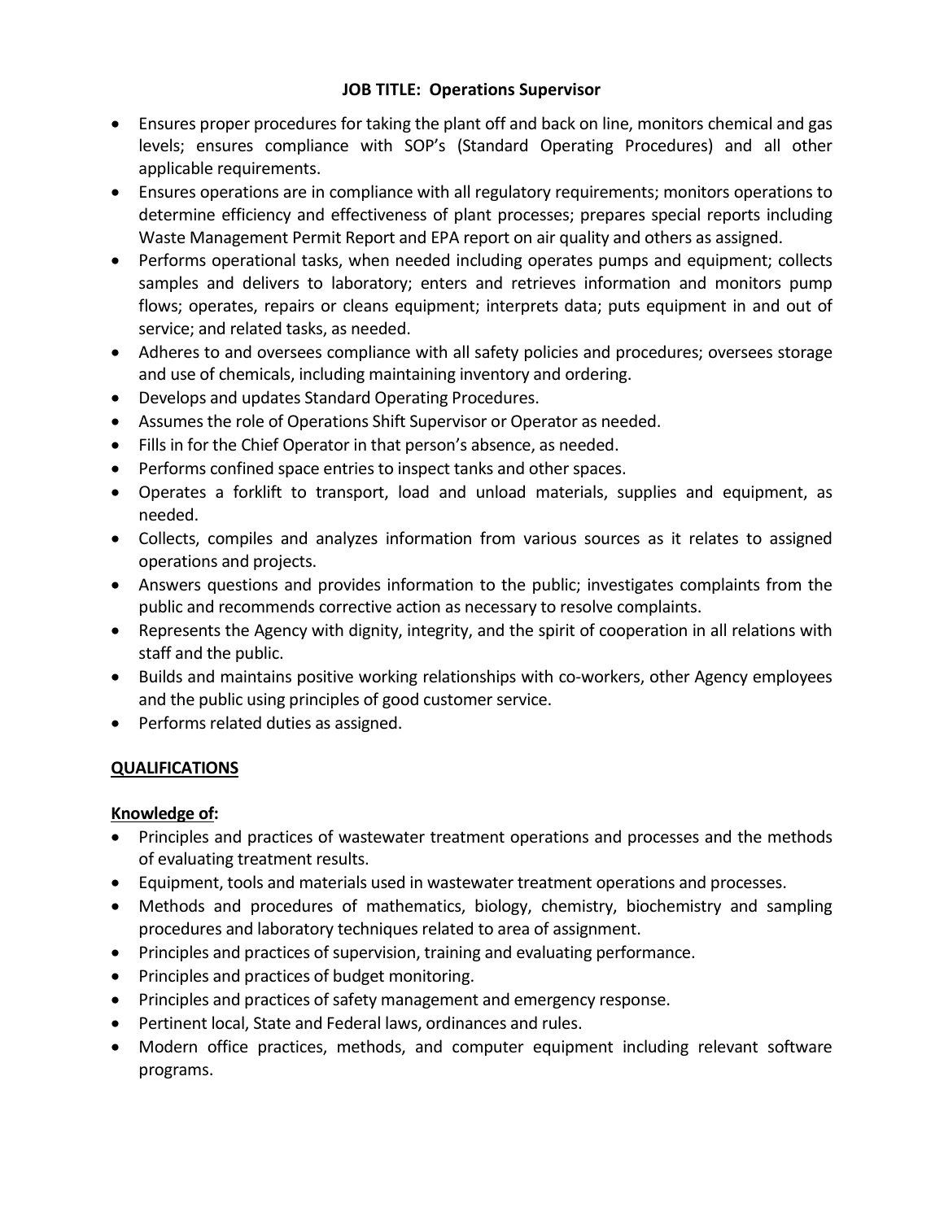**JOB TITLE: Operations Supervisor**

- Ensures proper procedures for taking the plant off and back on line, monitors chemical and gas levels; ensures compliance with SOP's (Standard Operating Procedures) and all other applicable requirements.
- Ensures operations are in compliance with all regulatory requirements; monitors operations to determine efficiency and effectiveness of plant processes; prepares special reports including Waste Management Permit Report and EPA report on air quality and others as assigned.
- Performs operational tasks, when needed including operates pumps and equipment; collects samples and delivers to laboratory; enters and retrieves information and monitors pump flows; operates, repairs or cleans equipment; interprets data; puts equipment in and out of service; and related tasks, as needed.
- Adheres to and oversees compliance with all safety policies and procedures; oversees storage and use of chemicals, including maintaining inventory and ordering.
- Develops and updates Standard Operating Procedures.
- Assumes the role of Operations Shift Supervisor or Operator as needed.
- Fills in for the Chief Operator in that person's absence, as needed.
- Performs confined space entries to inspect tanks and other spaces.
- Operates a forklift to transport, load and unload materials, supplies and equipment, as needed.
- Collects, compiles and analyzes information from various sources as it relates to assigned operations and projects.
- Answers questions and provides information to the public; investigates complaints from the public and recommends corrective action as necessary to resolve complaints.
- Represents the Agency with dignity, integrity, and the spirit of cooperation in all relations with staff and the public.
- Builds and maintains positive working relationships with co-workers, other Agency employees and the public using principles of good customer service.
- Performs related duties as assigned.

## QUALIFICATIONS

**Knowledge of:**

- Principles and practices of wastewater treatment operations and processes and the methods of evaluating treatment results.
- Equipment, tools and materials used in wastewater treatment operations and processes.
- Methods and procedures of mathematics, biology, chemistry, biochemistry and sampling procedures and laboratory techniques related to area of assignment.
- Principles and practices of supervision, training and evaluating performance.
- Principles and practices of budget monitoring.
- Principles and practices of safety management and emergency response.
- Pertinent local, State and Federal laws, ordinances and rules.
- Modern office practices, methods, and computer equipment including relevant software programs.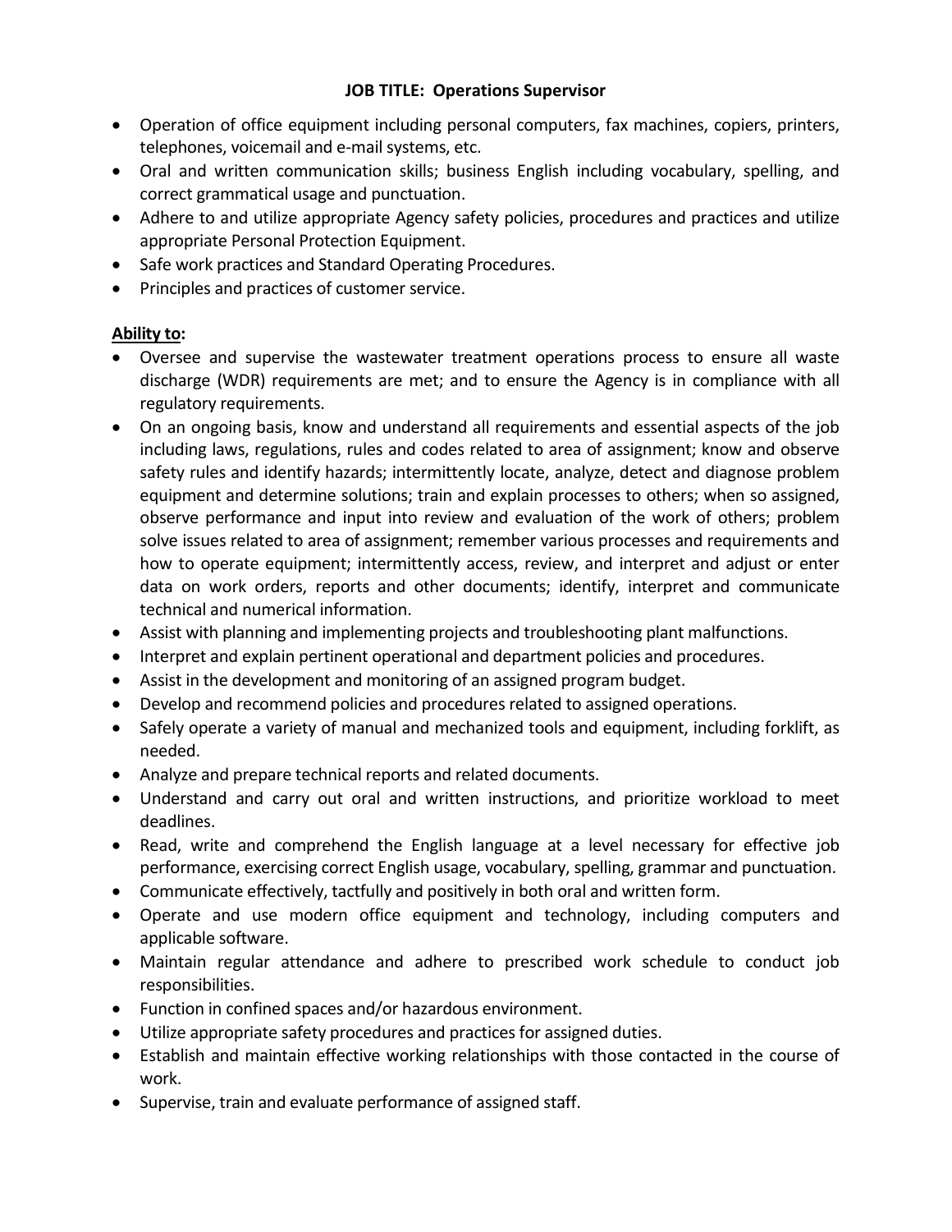**JOB TITLE: Operations Supervisor**

- Operation of office equipment including personal computers, fax machines, copiers, printers, telephones, voicemail and e-mail systems, etc.
- Oral and written communication skills; business English including vocabulary, spelling, and correct grammatical usage and punctuation.
- Adhere to and utilize appropriate Agency safety policies, procedures and practices and utilize appropriate Personal Protection Equipment.
- Safe work practices and Standard Operating Procedures.
- Principles and practices of customer service.

**Ability to:**

- Oversee and supervise the wastewater treatment operations process to ensure all waste discharge (WDR) requirements are met; and to ensure the Agency is in compliance with all regulatory requirements.
- On an ongoing basis, know and understand all requirements and essential aspects of the job including laws, regulations, rules and codes related to area of assignment; know and observe safety rules and identify hazards; intermittently locate, analyze, detect and diagnose problem equipment and determine solutions; train and explain processes to others; when so assigned, observe performance and input into review and evaluation of the work of others; problem solve issues related to area of assignment; remember various processes and requirements and how to operate equipment; intermittently access, review, and interpret and adjust or enter data on work orders, reports and other documents; identify, interpret and communicate technical and numerical information.
- Assist with planning and implementing projects and troubleshooting plant malfunctions.
- Interpret and explain pertinent operational and department policies and procedures.
- Assist in the development and monitoring of an assigned program budget.
- Develop and recommend policies and procedures related to assigned operations.
- Safely operate a variety of manual and mechanized tools and equipment, including forklift, as needed.
- Analyze and prepare technical reports and related documents.
- Understand and carry out oral and written instructions, and prioritize workload to meet deadlines.
- Read, write and comprehend the English language at a level necessary for effective job performance, exercising correct English usage, vocabulary, spelling, grammar and punctuation.
- Communicate effectively, tactfully and positively in both oral and written form.
- Operate and use modern office equipment and technology, including computers and applicable software.
- Maintain regular attendance and adhere to prescribed work schedule to conduct job responsibilities.
- Function in confined spaces and/or hazardous environment.
- Utilize appropriate safety procedures and practices for assigned duties.
- Establish and maintain effective working relationships with those contacted in the course of work.
- Supervise, train and evaluate performance of assigned staff.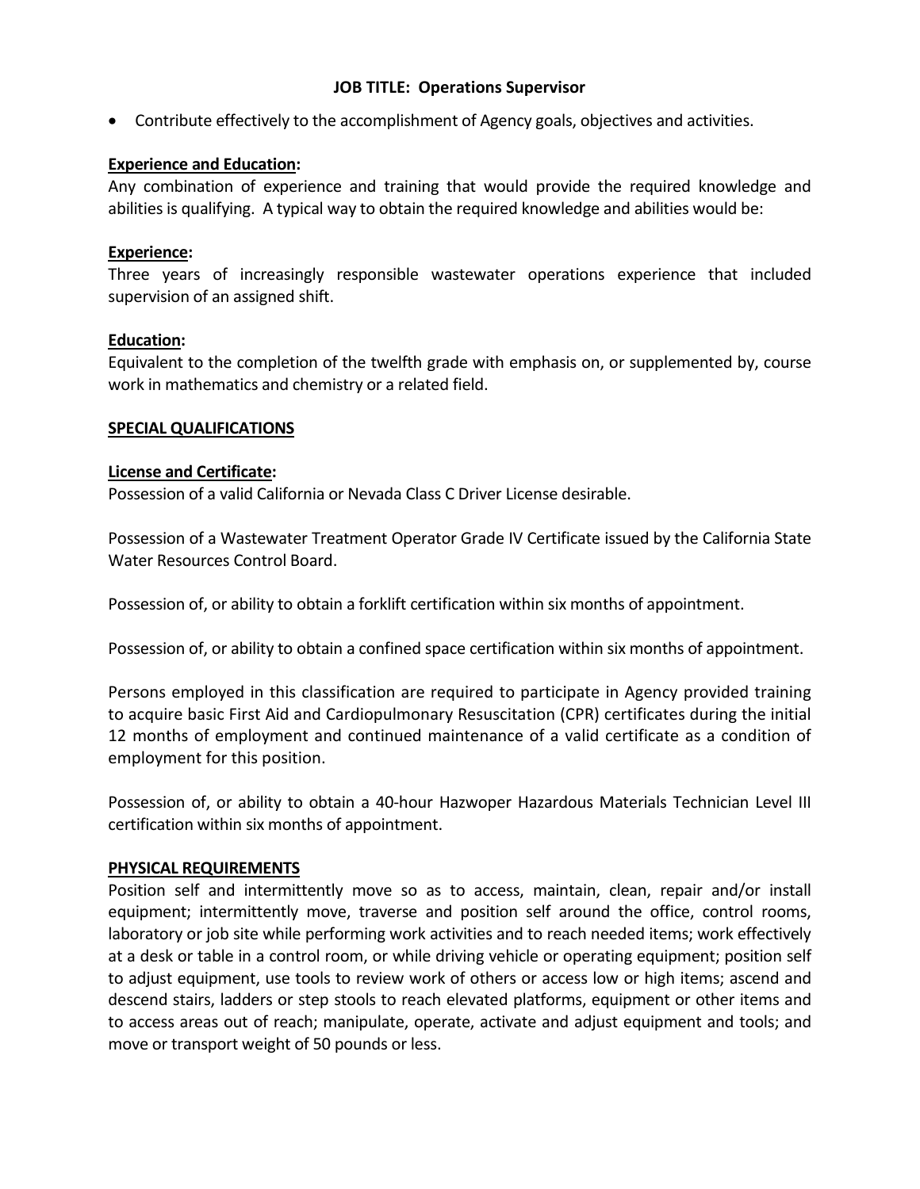**JOB TITLE: Operations Supervisor**

- Contribute effectively to the accomplishment of Agency goals, objectives and activities.

**Experience and Education:**

Any combination of experience and training that would provide the required knowledge and abilities is qualifying. A typical way to obtain the required knowledge and abilities would be:

**Experience:**

Three years of increasingly responsible wastewater operations experience that included supervision of an assigned shift.

**Education:**

Equivalent to the completion of the twelfth grade with emphasis on, or supplemented by, course work in mathematics and chemistry or a related field.

## SPECIAL QUALIFICATIONS

**License and Certificate:**

Possession of a valid California or Nevada Class C Driver License desirable.

Possession of a Wastewater Treatment Operator Grade IV Certificate issued by the California State Water Resources Control Board.

Possession of, or ability to obtain a forklift certification within six months of appointment.

Possession of, or ability to obtain a confined space certification within six months of appointment.

Persons employed in this classification are required to participate in Agency provided training to acquire basic First Aid and Cardiopulmonary Resuscitation (CPR) certificates during the initial 12 months of employment and continued maintenance of a valid certificate as a condition of employment for this position.

Possession of, or ability to obtain a 40-hour Hazwoper Hazardous Materials Technician Level III certification within six months of appointment.

## PHYSICAL REQUIREMENTS

Position self and intermittently move so as to access, maintain, clean, repair and/or install equipment; intermittently move, traverse and position self around the office, control rooms, laboratory or job site while performing work activities and to reach needed items; work effectively at a desk or table in a control room, or while driving vehicle or operating equipment; position self to adjust equipment, use tools to review work of others or access low or high items; ascend and descend stairs, ladders or step stools to reach elevated platforms, equipment or other items and to access areas out of reach; manipulate, operate, activate and adjust equipment and tools; and move or transport weight of 50 pounds or less.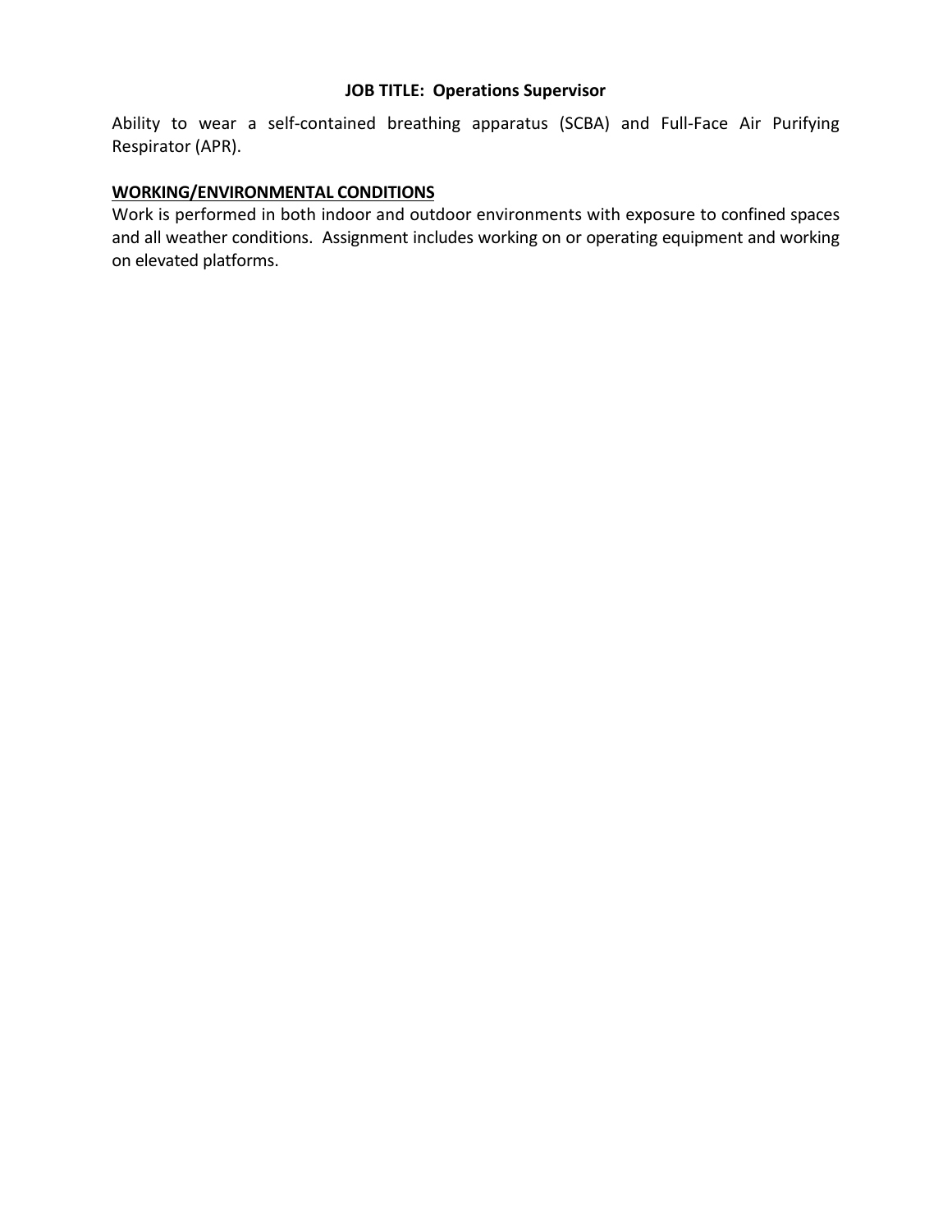Ability to wear a self-contained breathing apparatus (SCBA) and Full-Face Air Purifying Respirator (APR).

## WORKING/ENVIRONMENTAL CONDITIONS

Work is performed in both indoor and outdoor environments with exposure to confined spaces and all weather conditions. Assignment includes working on or operating equipment and working on elevated platforms.